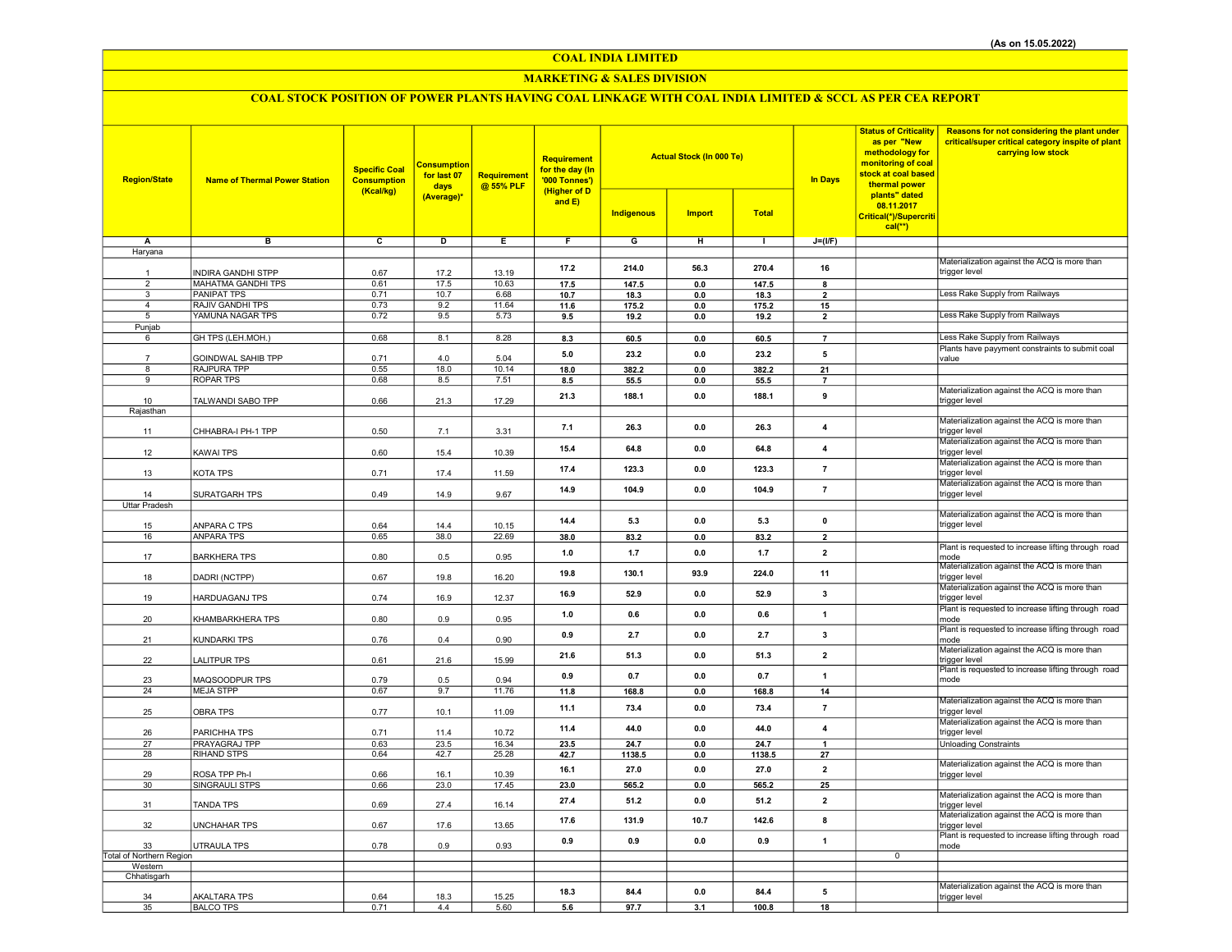(As on 15.05.2022)

# COAL INDIA LIMITED

## MARKETING & SALES DIVISION

### COAL STOCK POSITION OF POWER PLANTS HAVING COAL LINKAGE WITH COAL INDIA LIMITED & SCCL AS PER CEA REPORT

| Region/State | Name of Thermal Power Station | Specific Coal Consumption (Kcal/kg) | Consumption for last 07 days (Average)* | Requirement @ 55% PLF | Requirement for the day (In '000 Tonnes') (Higher of D and E) | Actual Stock (In 000 Te) | | | In Days | Status of Criticality as per "New methodology for monitoring of coal stock at coal based thermal power plants" dated 08.11.2017 Critical(*)/Supercritical(**) | Reasons for not considering the plant under critical/super critical category inspite of plant carrying low stock |
|---|---|---|---|---|---|---|---|---|---|---|---|
| | | | | | | Indigenous | Import | Total | | | |
| A | B | C | D | E | F | G | H | I | J=(I/F) | | |
| Haryana | | | | | | | | | | | |
| 1 | INDIRA GANDHI STPP | 0.67 | 17.2 | 13.19 | 17.2 | 214.0 | 56.3 | 270.4 | 16 | | Materialization against the ACQ is more than trigger level |
| 2 | MAHATMA GANDHI TPS | 0.61 | 17.5 | 10.63 | 17.5 | 147.5 | 0.0 | 147.5 | 8 | | |
| 3 | PANIPAT TPS | 0.71 | 10.7 | 6.68 | 10.7 | 18.3 | 0.0 | 18.3 | 2 | | Less Rake Supply from Railways |
| 4 | RAJIV GANDHI TPS | 0.73 | 9.2 | 11.64 | 11.6 | 175.2 | 0.0 | 175.2 | 15 | | |
| 5 | YAMUNA NAGAR TPS | 0.72 | 9.5 | 5.73 | 9.5 | 19.2 | 0.0 | 19.2 | 2 | | Less Rake Supply from Railways |
| Punjab | | | | | | | | | | | |
| 6 | GH TPS (LEH.MOH.) | 0.68 | 8.1 | 8.28 | 8.3 | 60.5 | 0.0 | 60.5 | 7 | | Less Rake Supply from Railways |
| 7 | GOINDWAL SAHIB TPP | 0.71 | 4.0 | 5.04 | 5.0 | 23.2 | 0.0 | 23.2 | 5 | | Plants have payyment constraints to submit coal value |
| 8 | RAJPURA TPP | 0.55 | 18.0 | 10.14 | 18.0 | 382.2 | 0.0 | 382.2 | 21 | | |
| 9 | ROPAR TPS | 0.68 | 8.5 | 7.51 | 8.5 | 55.5 | 0.0 | 55.5 | 7 | | |
| 10 | TALWANDI SABO TPP | 0.66 | 21.3 | 17.29 | 21.3 | 188.1 | 0.0 | 188.1 | 9 | | Materialization against the ACQ is more than trigger level |
| Rajasthan | | | | | | | | | | | |
| 11 | CHHABRA-I PH-1 TPP | 0.50 | 7.1 | 3.31 | 7.1 | 26.3 | 0.0 | 26.3 | 4 | | Materialization against the ACQ is more than trigger level |
| 12 | KAWAI TPS | 0.60 | 15.4 | 10.39 | 15.4 | 64.8 | 0.0 | 64.8 | 4 | | Materialization against the ACQ is more than trigger level |
| 13 | KOTA TPS | 0.71 | 17.4 | 11.59 | 17.4 | 123.3 | 0.0 | 123.3 | 7 | | Materialization against the ACQ is more than trigger level |
| 14 | SURATGARH TPS | 0.49 | 14.9 | 9.67 | 14.9 | 104.9 | 0.0 | 104.9 | 7 | | Materialization against the ACQ is more than trigger level |
| Uttar Pradesh | | | | | | | | | | | |
| 15 | ANPARA C TPS | 0.64 | 14.4 | 10.15 | 14.4 | 5.3 | 0.0 | 5.3 | 0 | | Materialization against the ACQ is more than trigger level |
| 16 | ANPARA TPS | 0.65 | 38.0 | 22.69 | 38.0 | 83.2 | 0.0 | 83.2 | 2 | | |
| 17 | BARKHERA TPS | 0.80 | 0.5 | 0.95 | 1.0 | 1.7 | 0.0 | 1.7 | 2 | | Plant is requested to increase lifting through road mode |
| 18 | DADRI (NCTPP) | 0.67 | 19.8 | 16.20 | 19.8 | 130.1 | 93.9 | 224.0 | 11 | | Materialization against the ACQ is more than trigger level |
| 19 | HARDUAGANJ TPS | 0.74 | 16.9 | 12.37 | 16.9 | 52.9 | 0.0 | 52.9 | 3 | | Materialization against the ACQ is more than trigger level |
| 20 | KHAMBARKHERA TPS | 0.80 | 0.9 | 0.95 | 1.0 | 0.6 | 0.0 | 0.6 | 1 | | Plant is requested to increase lifting through road mode |
| 21 | KUNDARKI TPS | 0.76 | 0.4 | 0.90 | 0.9 | 2.7 | 0.0 | 2.7 | 3 | | Plant is requested to increase lifting through road mode |
| 22 | LALITPUR TPS | 0.61 | 21.6 | 15.99 | 21.6 | 51.3 | 0.0 | 51.3 | 2 | | Materialization against the ACQ is more than trigger level |
| 23 | MAQSOODPUR TPS | 0.79 | 0.5 | 0.94 | 0.9 | 0.7 | 0.0 | 0.7 | 1 | | Plant is requested to increase lifting through road mode |
| 24 | MEJA STPP | 0.67 | 9.7 | 11.76 | 11.8 | 168.8 | 0.0 | 168.8 | 14 | | |
| 25 | OBRA TPS | 0.77 | 10.1 | 11.09 | 11.1 | 73.4 | 0.0 | 73.4 | 7 | | Materialization against the ACQ is more than trigger level |
| 26 | PARICHHA TPS | 0.71 | 11.4 | 10.72 | 11.4 | 44.0 | 0.0 | 44.0 | 4 | | Materialization against the ACQ is more than trigger level |
| 27 | PRAYAGRAJ TPP | 0.63 | 23.5 | 16.34 | 23.5 | 24.7 | 0.0 | 24.7 | 1 | | Unloading Constraints |
| 28 | RIHAND STPS | 0.64 | 42.7 | 25.28 | 42.7 | 1138.5 | 0.0 | 1138.5 | 27 | | |
| 29 | ROSA TPP Ph-I | 0.66 | 16.1 | 10.39 | 16.1 | 27.0 | 0.0 | 27.0 | 2 | | Materialization against the ACQ is more than trigger level |
| 30 | SINGRAULI STPS | 0.66 | 23.0 | 17.45 | 23.0 | 565.2 | 0.0 | 565.2 | 25 | | |
| 31 | TANDA TPS | 0.69 | 27.4 | 16.14 | 27.4 | 51.2 | 0.0 | 51.2 | 2 | | Materialization against the ACQ is more than trigger level |
| 32 | UNCHAHAR TPS | 0.67 | 17.6 | 13.65 | 17.6 | 131.9 | 10.7 | 142.6 | 8 | | Materialization against the ACQ is more than trigger level |
| 33 | UTRAULA TPS | 0.78 | 0.9 | 0.93 | 0.9 | 0.9 | 0.0 | 0.9 | 1 | | Plant is requested to increase lifting through road mode |
| Total of Northern Region | | | | | | | | | | 0 | |
| Western | | | | | | | | | | | |
| Chhatisgarh | | | | | | | | | | | |
| 34 | AKALTARA TPS | 0.64 | 18.3 | 15.25 | 18.3 | 84.4 | 0.0 | 84.4 | 5 | | Materialization against the ACQ is more than trigger level |
| 35 | BALCO TPS | 0.71 | 4.4 | 5.60 | 5.6 | 97.7 | 3.1 | 100.8 | 18 | | |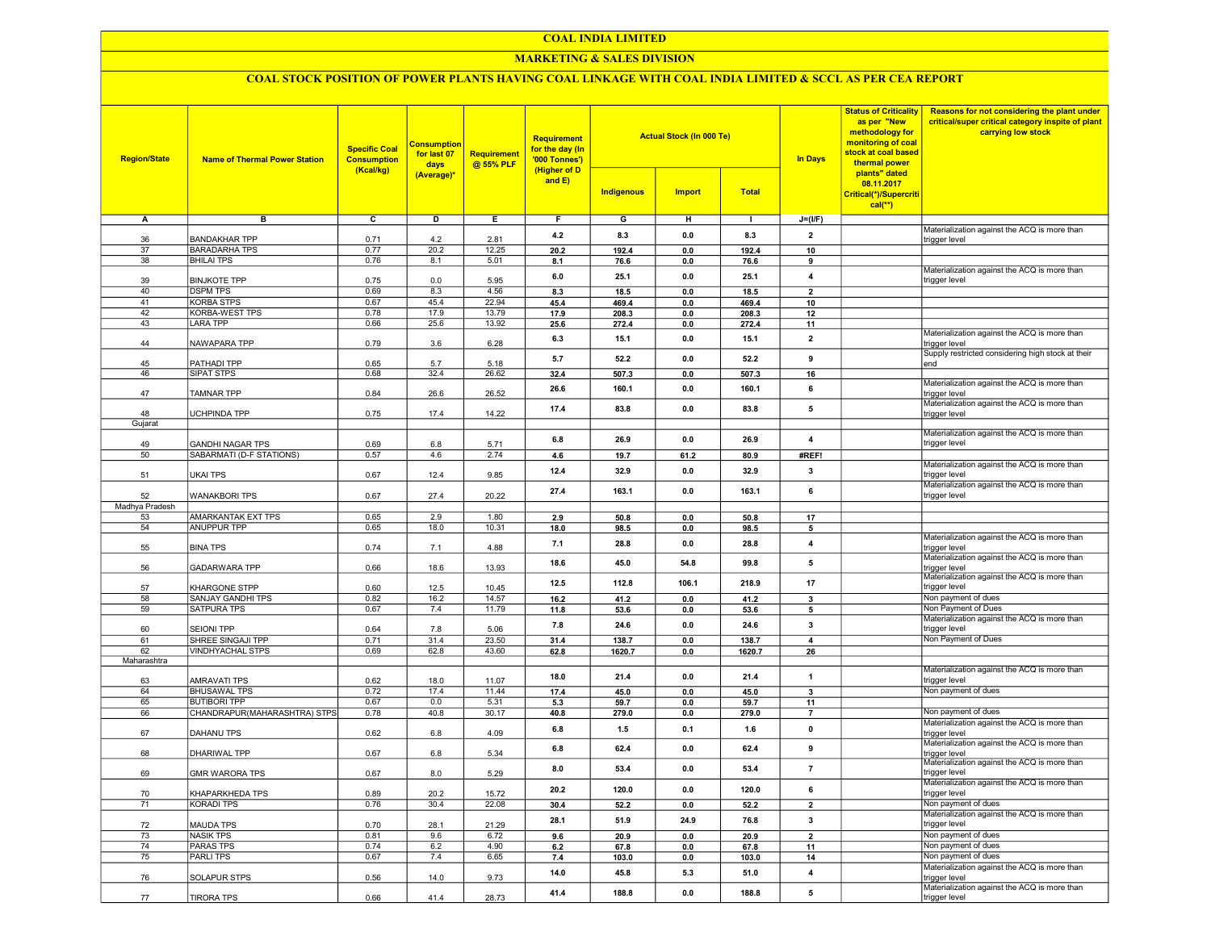# COAL INDIA LIMITED

## MARKETING & SALES DIVISION

### COAL STOCK POSITION OF POWER PLANTS HAVING COAL LINKAGE WITH COAL INDIA LIMITED & SCCL AS PER CEA REPORT

| Region/State | Name of Thermal Power Station | Specific Coal Consumption (Kcal/kg) | Consumption for last 07 days (Average)* | Requirement @ 55% PLF | Requirement for the day (In '000 Tonnes') (Higher of D and E) | Actual Stock (In 000 Te) | | | In Days | Status of Criticality as per "New methodology for monitoring of coal stock at coal based thermal power plants" dated 08.11.2017 Critical(*)/Supercritical(**) | Reasons for not considering the plant under critical/super critical category inspite of plant carrying low stock |
|---|---|---|---|---|---|---|---|---|---|---|---|
| | | | | | | Indigenous | Import | Total | | | |
| A | B | C | D | E | F | G | H | I | J=(I/F) | | |
| 36 | BANDAKHAR TPP | 0.71 | 4.2 | 2.81 | 4.2 | 8.3 | 0.0 | 8.3 | 2 | | Materialization against the ACQ is more than trigger level |
| 37 | BARADARHA TPS | 0.77 | 20.2 | 12.25 | 20.2 | 192.4 | 0.0 | 192.4 | 10 | | |
| 38 | BHILAI TPS | 0.76 | 8.1 | 5.01 | 8.1 | 76.6 | 0.0 | 76.6 | 9 | | |
| 39 | BINJKOTE TPP | 0.75 | 0.0 | 5.95 | 6.0 | 25.1 | 0.0 | 25.1 | 4 | | Materialization against the ACQ is more than trigger level |
| 40 | DSPM TPS | 0.69 | 8.3 | 4.56 | 8.3 | 18.5 | 0.0 | 18.5 | 2 | | |
| 41 | KORBA STPS | 0.67 | 45.4 | 22.94 | 45.4 | 469.4 | 0.0 | 469.4 | 10 | | |
| 42 | KORBA-WEST TPS | 0.78 | 17.9 | 13.79 | 17.9 | 208.3 | 0.0 | 208.3 | 12 | | |
| 43 | LARA TPP | 0.66 | 25.6 | 13.92 | 25.6 | 272.4 | 0.0 | 272.4 | 11 | | |
| 44 | NAWAPARA TPP | 0.79 | 3.6 | 6.28 | 6.3 | 15.1 | 0.0 | 15.1 | 2 | | Materialization against the ACQ is more than trigger level |
| 45 | PATHADI TPP | 0.65 | 5.7 | 5.18 | 5.7 | 52.2 | 0.0 | 52.2 | 9 | | Supply restricted considering high stock at their end |
| 46 | SIPAT STPS | 0.68 | 32.4 | 26.62 | 32.4 | 507.3 | 0.0 | 507.3 | 16 | | |
| 47 | TAMNAR TPP | 0.84 | 26.6 | 26.52 | 26.6 | 160.1 | 0.0 | 160.1 | 6 | | Materialization against the ACQ is more than trigger level |
| 48 | UCHPINDA TPP | 0.75 | 17.4 | 14.22 | 17.4 | 83.8 | 0.0 | 83.8 | 5 | | Materialization against the ACQ is more than trigger level |
| Gujarat | | | | | | | | | | | |
| 49 | GANDHI NAGAR TPS | 0.69 | 6.8 | 5.71 | 6.8 | 26.9 | 0.0 | 26.9 | 4 | | Materialization against the ACQ is more than trigger level |
| 50 | SABARMATI (D-F STATIONS) | 0.57 | 4.6 | 2.74 | 4.6 | 19.7 | 61.2 | 80.9 | #REF! | | |
| 51 | UKAI TPS | 0.67 | 12.4 | 9.85 | 12.4 | 32.9 | 0.0 | 32.9 | 3 | | Materialization against the ACQ is more than trigger level |
| 52 | WANAKBORI TPS | 0.67 | 27.4 | 20.22 | 27.4 | 163.1 | 0.0 | 163.1 | 6 | | Materialization against the ACQ is more than trigger level |
| Madhya Pradesh | | | | | | | | | | | |
| 53 | AMARKANTAK EXT TPS | 0.65 | 2.9 | 1.80 | 2.9 | 50.8 | 0.0 | 50.8 | 17 | | |
| 54 | ANUPPUR TPP | 0.65 | 18.0 | 10.31 | 18.0 | 98.5 | 0.0 | 98.5 | 5 | | |
| 55 | BINA TPS | 0.74 | 7.1 | 4.88 | 7.1 | 28.8 | 0.0 | 28.8 | 4 | | Materialization against the ACQ is more than trigger level |
| 56 | GADARWARA TPP | 0.66 | 18.6 | 13.93 | 18.6 | 45.0 | 54.8 | 99.8 | 5 | | Materialization against the ACQ is more than trigger level |
| 57 | KHARGONE STPP | 0.60 | 12.5 | 10.45 | 12.5 | 112.8 | 106.1 | 218.9 | 17 | | Materialization against the ACQ is more than trigger level |
| 58 | SANJAY GANDHI TPS | 0.82 | 16.2 | 14.57 | 16.2 | 41.2 | 0.0 | 41.2 | 3 | | Non payment of dues |
| 59 | SATPURA TPS | 0.67 | 7.4 | 11.79 | 11.8 | 53.6 | 0.0 | 53.6 | 5 | | Non Payment of Dues |
| 60 | SEIONI TPP | 0.64 | 7.8 | 5.06 | 7.8 | 24.6 | 0.0 | 24.6 | 3 | | Materialization against the ACQ is more than trigger level |
| 61 | SHREE SINGAJI TPP | 0.71 | 31.4 | 23.50 | 31.4 | 138.7 | 0.0 | 138.7 | 4 | | Non Payment of Dues |
| 62 | VINDHYACHAL STPS | 0.69 | 62.8 | 43.60 | 62.8 | 1620.7 | 0.0 | 1620.7 | 26 | | |
| Maharashtra | | | | | | | | | | | |
| 63 | AMRAVATI TPS | 0.62 | 18.0 | 11.07 | 18.0 | 21.4 | 0.0 | 21.4 | 1 | | Materialization against the ACQ is more than trigger level |
| 64 | BHUSAWAL TPS | 0.72 | 17.4 | 11.44 | 17.4 | 45.0 | 0.0 | 45.0 | 3 | | Non payment of dues |
| 65 | BUTIBORI TPP | 0.67 | 0.0 | 5.31 | 5.3 | 59.7 | 0.0 | 59.7 | 11 | | |
| 66 | CHANDRAPUR(MAHARASHTRA) STPS | 0.78 | 40.8 | 30.17 | 40.8 | 279.0 | 0.0 | 279.0 | 7 | | Non payment of dues |
| 67 | DAHANU TPS | 0.62 | 6.8 | 4.09 | 6.8 | 1.5 | 0.1 | 1.6 | 0 | | Materialization against the ACQ is more than trigger level |
| 68 | DHARIWAL TPP | 0.67 | 6.8 | 5.34 | 6.8 | 62.4 | 0.0 | 62.4 | 9 | | Materialization against the ACQ is more than trigger level |
| 69 | GMR WARORA TPS | 0.67 | 8.0 | 5.29 | 8.0 | 53.4 | 0.0 | 53.4 | 7 | | Materialization against the ACQ is more than trigger level |
| 70 | KHAPARKHEDA TPS | 0.89 | 20.2 | 15.72 | 20.2 | 120.0 | 0.0 | 120.0 | 6 | | Materialization against the ACQ is more than trigger level |
| 71 | KORADI TPS | 0.76 | 30.4 | 22.08 | 30.4 | 52.2 | 0.0 | 52.2 | 2 | | Non payment of dues |
| 72 | MAUDA TPS | 0.70 | 28.1 | 21.29 | 28.1 | 51.9 | 24.9 | 76.8 | 3 | | Materialization against the ACQ is more than trigger level |
| 73 | NASIK TPS | 0.81 | 9.6 | 6.72 | 9.6 | 20.9 | 0.0 | 20.9 | 2 | | Non payment of dues |
| 74 | PARAS TPS | 0.74 | 6.2 | 4.90 | 6.2 | 67.8 | 0.0 | 67.8 | 11 | | Non payment of dues |
| 75 | PARLI TPS | 0.67 | 7.4 | 6.65 | 7.4 | 103.0 | 0.0 | 103.0 | 14 | | Non payment of dues |
| 76 | SOLAPUR STPS | 0.56 | 14.0 | 9.73 | 14.0 | 45.8 | 5.3 | 51.0 | 4 | | Materialization against the ACQ is more than trigger level |
| 77 | TIRORA TPS | 0.66 | 41.4 | 28.73 | 41.4 | 188.8 | 0.0 | 188.8 | 5 | | Materialization against the ACQ is more than trigger level |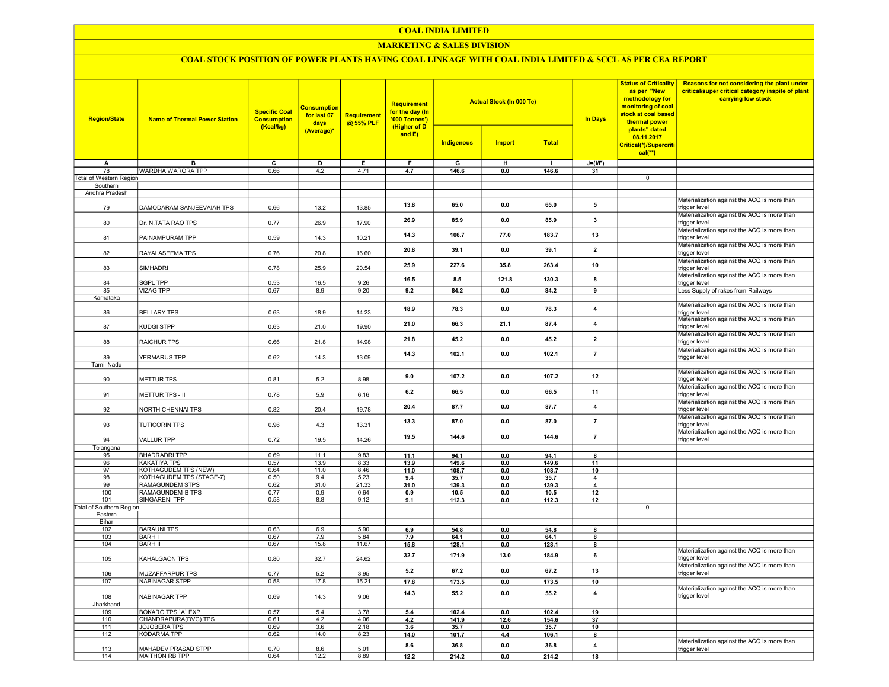# COAL INDIA LIMITED

## MARKETING & SALES DIVISION

### COAL STOCK POSITION OF POWER PLANTS HAVING COAL LINKAGE WITH COAL INDIA LIMITED & SCCL AS PER CEA REPORT

| Region/State | Name of Thermal Power Station | Specific Coal Consumption (Kcal/kg) | Consumption for last 07 days (Average)* | Requirement @ 55% PLF | Requirement for the day (In '000 Tonnes') (Higher of D and E) | Actual Stock (In 000 Te) | | | In Days | Status of Criticality as per "New methodology for monitoring of coal stock at coal based thermal power plants" dated 08.11.2017 Critical(*)/Supercritical(**) | Reasons for not considering the plant under critical/super critical category inspite of plant carrying low stock |
|---|---|---|---|---|---|---|---|---|---|---|---|
| | | | | | | Indigenous | Import | Total | | | |
| A | B | C | D | E | F | G | H | I | J=(I/F) | | |
| 78 | WARDHA WARORA TPP | 0.66 | 4.2 | 4.71 | 4.7 | 146.6 | 0.0 | 146.6 | 31 | | |
| Total of Western Region | | | | | | | | | | 0 | |
| Southern | | | | | | | | | | | |
| Andhra Pradesh | | | | | | | | | | | |
| 79 | DAMODARAM SANJEEVAIAH TPS | 0.66 | 13.2 | 13.85 | 13.8 | 65.0 | 0.0 | 65.0 | 5 | | Materialization against the ACQ is more than trigger level |
| 80 | Dr. N.TATA RAO TPS | 0.77 | 26.9 | 17.90 | 26.9 | 85.9 | 0.0 | 85.9 | 3 | | Materialization against the ACQ is more than trigger level |
| 81 | PAINAMPURAM TPP | 0.59 | 14.3 | 10.21 | 14.3 | 106.7 | 77.0 | 183.7 | 13 | | Materialization against the ACQ is more than trigger level |
| 82 | RAYALASEEMA TPS | 0.76 | 20.8 | 16.60 | 20.8 | 39.1 | 0.0 | 39.1 | 2 | | Materialization against the ACQ is more than trigger level |
| 83 | SIMHADRI | 0.78 | 25.9 | 20.54 | 25.9 | 227.6 | 35.8 | 263.4 | 10 | | Materialization against the ACQ is more than trigger level |
| 84 | SGPL TPP | 0.53 | 16.5 | 9.26 | 16.5 | 8.5 | 121.8 | 130.3 | 8 | | Materialization against the ACQ is more than trigger level |
| 85 | VIZAG TPP | 0.67 | 8.9 | 9.20 | 9.2 | 84.2 | 0.0 | 84.2 | 9 | | Less Supply of rakes from Railways |
| Karnataka | | | | | | | | | | | |
| 86 | BELLARY TPS | 0.63 | 18.9 | 14.23 | 18.9 | 78.3 | 0.0 | 78.3 | 4 | | Materialization against the ACQ is more than trigger level |
| 87 | KUDGI STPP | 0.63 | 21.0 | 19.90 | 21.0 | 66.3 | 21.1 | 87.4 | 4 | | Materialization against the ACQ is more than trigger level |
| 88 | RAICHUR TPS | 0.66 | 21.8 | 14.98 | 21.8 | 45.2 | 0.0 | 45.2 | 2 | | Materialization against the ACQ is more than trigger level |
| 89 | YERMARUS TPP | 0.62 | 14.3 | 13.09 | 14.3 | 102.1 | 0.0 | 102.1 | 7 | | Materialization against the ACQ is more than trigger level |
| Tamil Nadu | | | | | | | | | | | |
| 90 | METTUR TPS | 0.81 | 5.2 | 8.98 | 9.0 | 107.2 | 0.0 | 107.2 | 12 | | Materialization against the ACQ is more than trigger level |
| 91 | METTUR TPS - II | 0.78 | 5.9 | 6.16 | 6.2 | 66.5 | 0.0 | 66.5 | 11 | | Materialization against the ACQ is more than trigger level |
| 92 | NORTH CHENNAI TPS | 0.82 | 20.4 | 19.78 | 20.4 | 87.7 | 0.0 | 87.7 | 4 | | Materialization against the ACQ is more than trigger level |
| 93 | TUTICORIN TPS | 0.96 | 4.3 | 13.31 | 13.3 | 87.0 | 0.0 | 87.0 | 7 | | Materialization against the ACQ is more than trigger level |
| 94 | VALLUR TPP | 0.72 | 19.5 | 14.26 | 19.5 | 144.6 | 0.0 | 144.6 | 7 | | Materialization against the ACQ is more than trigger level |
| Telangana | | | | | | | | | | | |
| 95 | BHADRADRI TPP | 0.69 | 11.1 | 9.83 | 11.1 | 94.1 | 0.0 | 94.1 | 8 | | |
| 96 | KAKATIYA TPS | 0.57 | 13.9 | 8.33 | 13.9 | 149.6 | 0.0 | 149.6 | 11 | | |
| 97 | KOTHAGUDEM TPS (NEW) | 0.64 | 11.0 | 8.46 | 11.0 | 108.7 | 0.0 | 108.7 | 10 | | |
| 98 | KOTHAGUDEM TPS (STAGE-7) | 0.50 | 9.4 | 5.23 | 9.4 | 35.7 | 0.0 | 35.7 | 4 | | |
| 99 | RAMAGUNDEM STPS | 0.62 | 31.0 | 21.33 | 31.0 | 139.3 | 0.0 | 139.3 | 4 | | |
| 100 | RAMAGUNDEM-B TPS | 0.77 | 0.9 | 0.64 | 0.9 | 10.5 | 0.0 | 10.5 | 12 | | |
| 101 | SINGARENI TPP | 0.58 | 8.8 | 9.12 | 9.1 | 112.3 | 0.0 | 112.3 | 12 | | |
| Total of Southern Region | | | | | | | | | | 0 | |
| Eastern | | | | | | | | | | | |
| Bihar | | | | | | | | | | | |
| 102 | BARAUNI TPS | 0.63 | 6.9 | 5.90 | 6.9 | 54.8 | 0.0 | 54.8 | 8 | | |
| 103 | BARH I | 0.67 | 7.9 | 5.84 | 7.9 | 64.1 | 0.0 | 64.1 | 8 | | |
| 104 | BARH II | 0.67 | 15.8 | 11.67 | 15.8 | 128.1 | 0.0 | 128.1 | 8 | | |
| 105 | KAHALGAON TPS | 0.80 | 32.7 | 24.62 | 32.7 | 171.9 | 13.0 | 184.9 | 6 | | Materialization against the ACQ is more than trigger level |
| 106 | MUZAFFARPUR TPS | 0.77 | 5.2 | 3.95 | 5.2 | 67.2 | 0.0 | 67.2 | 13 | | Materialization against the ACQ is more than trigger level |
| 107 | NABINAGAR STPP | 0.58 | 17.8 | 15.21 | 17.8 | 173.5 | 0.0 | 173.5 | 10 | | |
| 108 | NABINAGAR TPP | 0.69 | 14.3 | 9.06 | 14.3 | 55.2 | 0.0 | 55.2 | 4 | | Materialization against the ACQ is more than trigger level |
| Jharkhand | | | | | | | | | | | |
| 109 | BOKARO TPS `A` EXP | 0.57 | 5.4 | 3.78 | 5.4 | 102.4 | 0.0 | 102.4 | 19 | | |
| 110 | CHANDRAPURA(DVC) TPS | 0.61 | 4.2 | 4.06 | 4.2 | 141.9 | 12.6 | 154.6 | 37 | | |
| 111 | JOJOBERA TPS | 0.69 | 3.6 | 2.18 | 3.6 | 35.7 | 0.0 | 35.7 | 10 | | |
| 112 | KODARMA TPP | 0.62 | 14.0 | 8.23 | 14.0 | 101.7 | 4.4 | 106.1 | 8 | | |
| 113 | MAHADEV PRASAD STPP | 0.70 | 8.6 | 5.01 | 8.6 | 36.8 | 0.0 | 36.8 | 4 | | Materialization against the ACQ is more than trigger level |
| 114 | MAITHON RB TPP | 0.64 | 12.2 | 8.89 | 12.2 | 214.2 | 0.0 | 214.2 | 18 | | |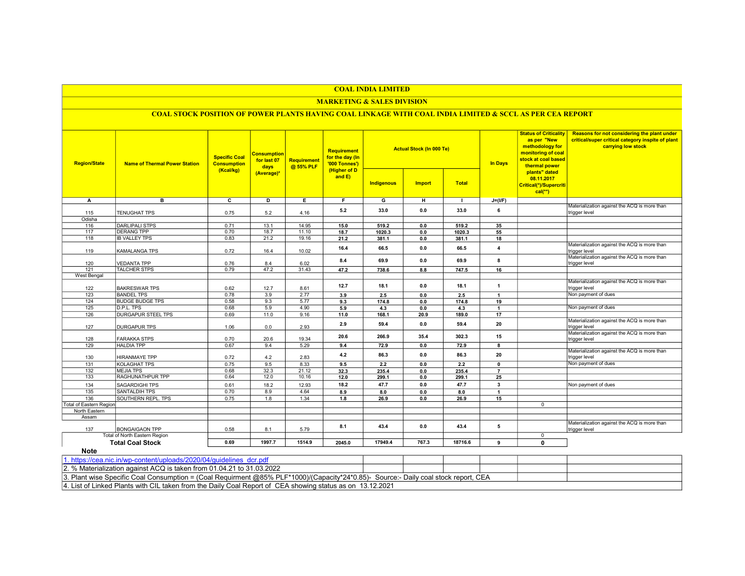# COAL INDIA LIMITED

## MARKETING & SALES DIVISION

### COAL STOCK POSITION OF POWER PLANTS HAVING COAL LINKAGE WITH COAL INDIA LIMITED & SCCL AS PER CEA REPORT

| Region/State | Name of Thermal Power Station | Specific Coal Consumption (Kcal/kg) | Consumption for last 07 days (Average)* | Requirement @ 55% PLF | Requirement for the day (In '000 Tonnes') (Higher of D and E) | Actual Stock (In 000 Te) | | | In Days | Status of Criticality as per "New methodology for monitoring of coal stock at coal based thermal power plants" dated 08.11.2017 Critical(*)/Supercritical(**) | Reasons for not considering the plant under critical/super critical category inspite of plant carrying low stock |
|---|---|---|---|---|---|---|---|---|---|---|---|
| | | | | | | Indigenous | Import | Total | | | |
| A | B | C | D | E | F | G | H | I | J=(I/F) | | |
| 115 | TENUGHAT TPS | 0.75 | 5.2 | 4.16 | 5.2 | 33.0 | 0.0 | 33.0 | 6 | | Materialization against the ACQ is more than trigger level |
| Odisha | | | | | | | | | | | |
| 116 | DARLIPALI STPS | 0.71 | 13.1 | 14.95 | 15.0 | 519.2 | 0.0 | 519.2 | 35 | | |
| 117 | DERANG TPP | 0.70 | 18.7 | 11.10 | 18.7 | 1020.3 | 0.0 | 1020.3 | 55 | | |
| 118 | IB VALLEY TPS | 0.83 | 21.2 | 19.16 | 21.2 | 381.1 | 0.0 | 381.1 | 18 | | |
| 119 | KAMALANGA TPS | 0.72 | 16.4 | 10.02 | 16.4 | 66.5 | 0.0 | 66.5 | 4 | | Materialization against the ACQ is more than trigger level |
| 120 | VEDANTA TPP | 0.76 | 8.4 | 6.02 | 8.4 | 69.9 | 0.0 | 69.9 | 8 | | Materialization against the ACQ is more than trigger level |
| 121 | TALCHER STPS | 0.79 | 47.2 | 31.43 | 47.2 | 738.6 | 8.8 | 747.5 | 16 | | |
| West Bengal | | | | | | | | | | | |
| 122 | BAKRESWAR TPS | 0.62 | 12.7 | 8.61 | 12.7 | 18.1 | 0.0 | 18.1 | 1 | | Materialization against the ACQ is more than trigger level |
| 123 | BANDEL TPS | 0.78 | 3.9 | 2.77 | 3.9 | 2.5 | 0.0 | 2.5 | 1 | | Non payment of dues |
| 124 | BUDGE BUDGE TPS | 0.58 | 9.3 | 5.77 | 9.3 | 174.8 | 0.0 | 174.8 | 19 | | |
| 125 | D.P.L. TPS | 0.68 | 5.9 | 4.90 | 5.9 | 4.3 | 0.0 | 4.3 | 1 | | Non payment of dues |
| 126 | DURGAPUR STEEL TPS | 0.69 | 11.0 | 9.16 | 11.0 | 168.1 | 20.9 | 189.0 | 17 | | |
| 127 | DURGAPUR TPS | 1.06 | 0.0 | 2.93 | 2.9 | 59.4 | 0.0 | 59.4 | 20 | | Materialization against the ACQ is more than trigger level |
| 128 | FARAKKA STPS | 0.70 | 20.6 | 19.34 | 20.6 | 266.9 | 35.4 | 302.3 | 15 | | Materialization against the ACQ is more than trigger level |
| 129 | HALDIA TPP | 0.67 | 9.4 | 5.29 | 9.4 | 72.9 | 0.0 | 72.9 | 8 | | |
| 130 | HIRANMAYE TPP | 0.72 | 4.2 | 2.83 | 4.2 | 86.3 | 0.0 | 86.3 | 20 | | Materialization against the ACQ is more than trigger level |
| 131 | KOLAGHAT TPS | 0.75 | 9.5 | 8.33 | 9.5 | 2.2 | 0.0 | 2.2 | 0 | | Non payment of dues |
| 132 | MEJIA TPS | 0.68 | 32.3 | 21.12 | 32.3 | 235.4 | 0.0 | 235.4 | 7 | | |
| 133 | RAGHUNATHPUR TPP | 0.64 | 12.0 | 10.16 | 12.0 | 299.1 | 0.0 | 299.1 | 25 | | |
| 134 | SAGARDIGHI TPS | 0.61 | 18.2 | 12.93 | 18.2 | 47.7 | 0.0 | 47.7 | 3 | | Non payment of dues |
| 135 | SANTALDIH TPS | 0.70 | 8.9 | 4.64 | 8.9 | 8.0 | 0.0 | 8.0 | 1 | | |
| 136 | SOUTHERN REPL. TPS | 0.75 | 1.8 | 1.34 | 1.8 | 26.9 | 0.0 | 26.9 | 15 | | |
| Total of Eastern Region | | | | | | | | | | 0 | |
| North Eastern | | | | | | | | | | | |
| Assam | | | | | | | | | | | |
| 137 | BONGAIGAON TPP | 0.58 | 8.1 | 5.79 | 8.1 | 43.4 | 0.0 | 43.4 | 5 | | Materialization against the ACQ is more than trigger level |
| Total of North Eastern Region | | | | | | | | | | 0 | |
| **Total Coal Stock** | | 0.69 | 1997.7 | 1514.9 | 2045.0 | 17949.4 | 767.3 | 18716.6 | 9 | 0 | |

**Note**

1. https://cea.nic.in/wp-content/uploads/2020/04/guidelines_dcr.pdf
2. % Materialization against ACQ is taken from 01.04.21 to 31.03.2022
3. Plant wise Specific Coal Consumption = (Coal Requirment @85% PLF*1000)/(Capacity*24*0.85)- Source:- Daily coal stock report, CEA
4. List of Linked Plants with CIL taken from the Daily Coal Report of CEA showing status as on 13.12.2021